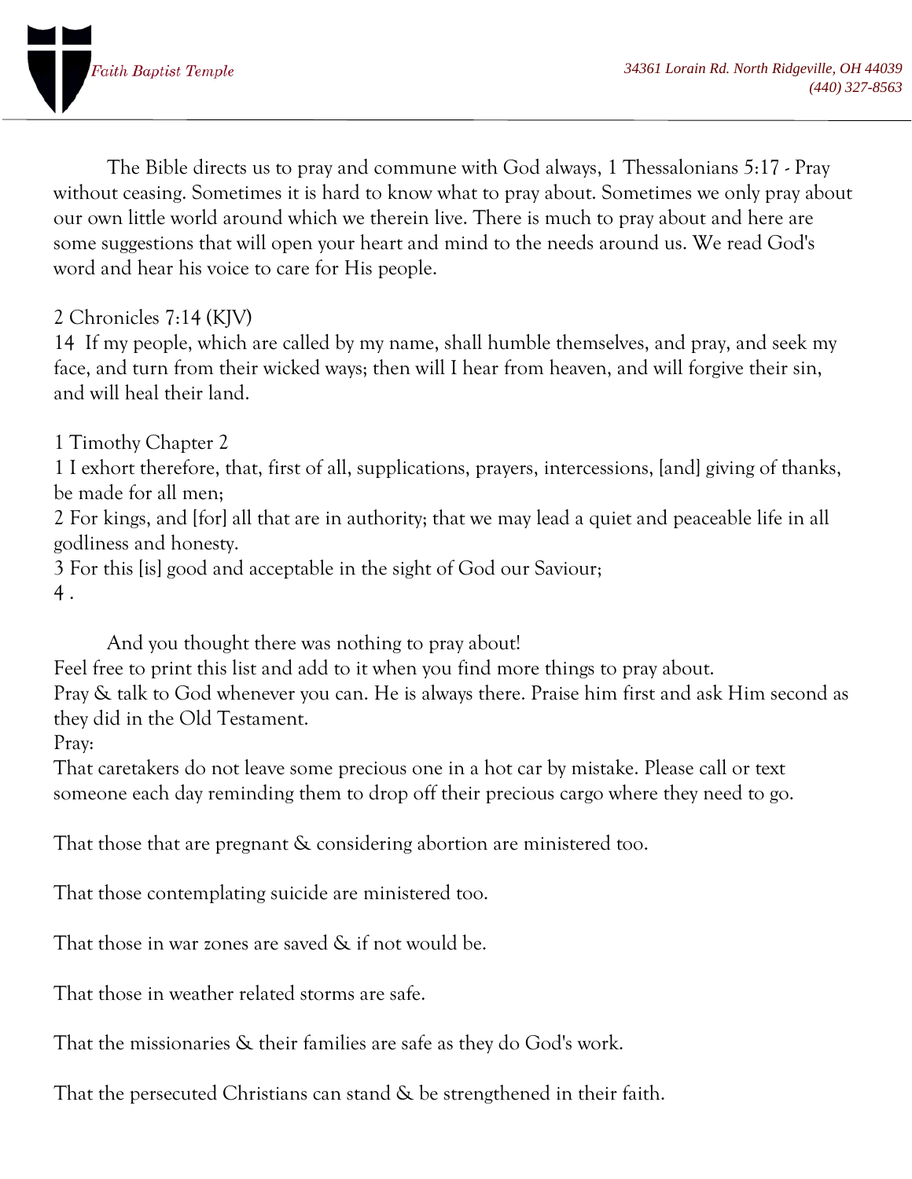Faith Baptist Temple

34361 Lorain Rd. North Ridgeville, OH 44039
(440) 327-8563

The Bible directs us to pray and commune with God always, 1 Thessalonians 5:17 - Pray without ceasing. Sometimes it is hard to know what to pray about. Sometimes we only pray about our own little world around which we therein live. There is much to pray about and here are some suggestions that will open your heart and mind to the needs around us. We read God's word and hear his voice to care for His people.

2 Chronicles 7:14 (KJV)
14 If my people, which are called by my name, shall humble themselves, and pray, and seek my face, and turn from their wicked ways; then will I hear from heaven, and will forgive their sin, and will heal their land.

1 Timothy Chapter 2
1 I exhort therefore, that, first of all, supplications, prayers, intercessions, [and] giving of thanks, be made for all men;
2 For kings, and [for] all that are in authority; that we may lead a quiet and peaceable life in all godliness and honesty.
3 For this [is] good and acceptable in the sight of God our Saviour;
4 .

And you thought there was nothing to pray about!
Feel free to print this list and add to it when you find more things to pray about.
Pray & talk to God whenever you can. He is always there. Praise him first and ask Him second as they did in the Old Testament.
Pray:
That caretakers do not leave some precious one in a hot car by mistake. Please call or text someone each day reminding them to drop off their precious cargo where they need to go.

That those that are pregnant & considering abortion are ministered too.

That those contemplating suicide are ministered too.

That those in war zones are saved & if not would be.

That those in weather related storms are safe.

That the missionaries & their families are safe as they do God's work.

That the persecuted Christians can stand & be strengthened in their faith.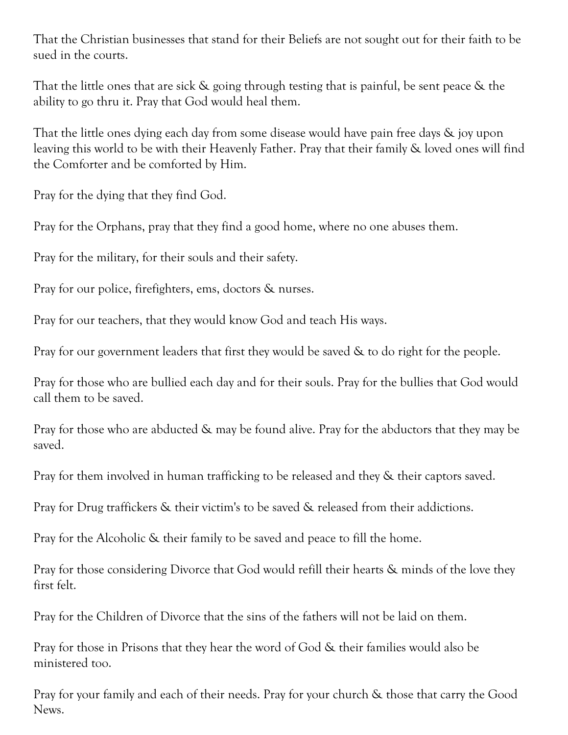That the Christian businesses that stand for their Beliefs are not sought out for their faith to be sued in the courts.

That the little ones that are sick & going through testing that is painful, be sent peace & the ability to go thru it. Pray that God would heal them.

That the little ones dying each day from some disease would have pain free days & joy upon leaving this world to be with their Heavenly Father. Pray that their family & loved ones will find the Comforter and be comforted by Him.

Pray for the dying that they find God.

Pray for the Orphans, pray that they find a good home, where no one abuses them.

Pray for the military, for their souls and their safety.

Pray for our police, firefighters, ems, doctors & nurses.

Pray for our teachers, that they would know God and teach His ways.

Pray for our government leaders that first they would be saved & to do right for the people.

Pray for those who are bullied each day and for their souls. Pray for the bullies that God would call them to be saved.

Pray for those who are abducted & may be found alive. Pray for the abductors that they may be saved.

Pray for them involved in human trafficking to be released and they & their captors saved.

Pray for Drug traffickers & their victim's to be saved & released from their addictions.

Pray for the Alcoholic & their family to be saved and peace to fill the home.

Pray for those considering Divorce that God would refill their hearts & minds of the love they first felt.

Pray for the Children of Divorce that the sins of the fathers will not be laid on them.

Pray for those in Prisons that they hear the word of God & their families would also be ministered too.

Pray for your family and each of their needs. Pray for your church & those that carry the Good News.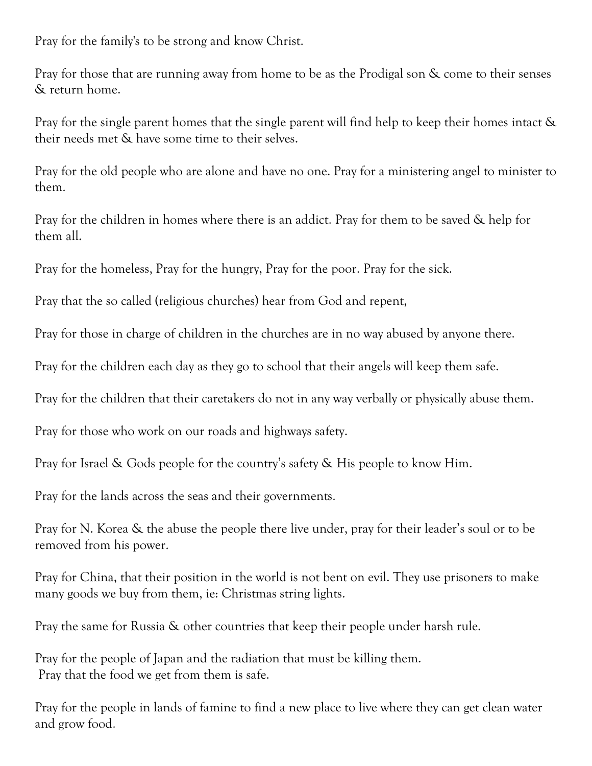Pray for the family's to be strong and know Christ.

Pray for those that are running away from home to be as the Prodigal son & come to their senses & return home.

Pray for the single parent homes that the single parent will find help to keep their homes intact & their needs met & have some time to their selves.

Pray for the old people who are alone and have no one. Pray for a ministering angel to minister to them.

Pray for the children in homes where there is an addict. Pray for them to be saved & help for them all.

Pray for the homeless, Pray for the hungry, Pray for the poor. Pray for the sick.

Pray that the so called (religious churches) hear from God and repent,

Pray for those in charge of children in the churches are in no way abused by anyone there.

Pray for the children each day as they go to school that their angels will keep them safe.

Pray for the children that their caretakers do not in any way verbally or physically abuse them.

Pray for those who work on our roads and highways safety.

Pray for Israel & Gods people for the country's safety & His people to know Him.

Pray for the lands across the seas and their governments.

Pray for N. Korea & the abuse the people there live under, pray for their leader's soul or to be removed from his power.

Pray for China, that their position in the world is not bent on evil. They use prisoners to make many goods we buy from them, ie: Christmas string lights.

Pray the same for Russia & other countries that keep their people under harsh rule.

Pray for the people of Japan and the radiation that must be killing them.
Pray that the food we get from them is safe.

Pray for the people in lands of famine to find a new place to live where they can get clean water and grow food.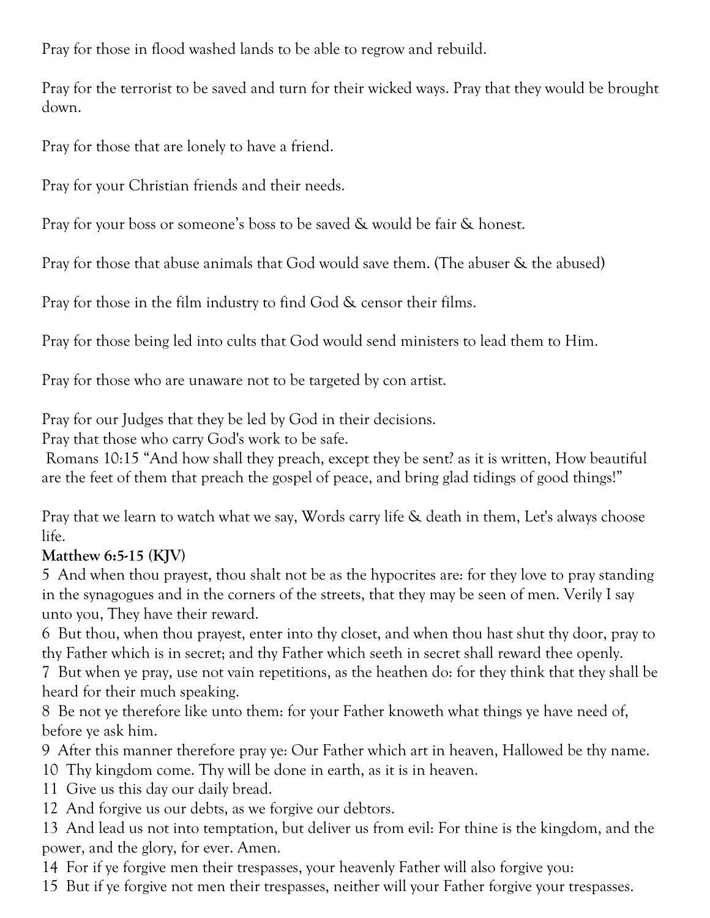Pray for those in flood washed lands to be able to regrow and rebuild.

Pray for the terrorist to be saved and turn for their wicked ways. Pray that they would be brought down.

Pray for those that are lonely to have a friend.

Pray for your Christian friends and their needs.

Pray for your boss or someone's boss to be saved & would be fair & honest.

Pray for those that abuse animals that God would save them. (The abuser & the abused)

Pray for those in the film industry to find God & censor their films.

Pray for those being led into cults that God would send ministers to lead them to Him.

Pray for those who are unaware not to be targeted by con artist.

Pray for our Judges that they be led by God in their decisions.
Pray that those who carry God's work to be safe.
Romans 10:15 "And how shall they preach, except they be sent? as it is written, How beautiful are the feet of them that preach the gospel of peace, and bring glad tidings of good things!"

Pray that we learn to watch what we say, Words carry life & death in them, Let's always choose life.

**Matthew 6:5-15 (KJV)**

5 And when thou prayest, thou shalt not be as the hypocrites are: for they love to pray standing in the synagogues and in the corners of the streets, that they may be seen of men. Verily I say unto you, They have their reward.
6 But thou, when thou prayest, enter into thy closet, and when thou hast shut thy door, pray to thy Father which is in secret; and thy Father which seeth in secret shall reward thee openly.
7 But when ye pray, use not vain repetitions, as the heathen do: for they think that they shall be heard for their much speaking.
8 Be not ye therefore like unto them: for your Father knoweth what things ye have need of, before ye ask him.
9 After this manner therefore pray ye: Our Father which art in heaven, Hallowed be thy name.
10 Thy kingdom come. Thy will be done in earth, as it is in heaven.
11 Give us this day our daily bread.
12 And forgive us our debts, as we forgive our debtors.
13 And lead us not into temptation, but deliver us from evil: For thine is the kingdom, and the power, and the glory, for ever. Amen.
14 For if ye forgive men their trespasses, your heavenly Father will also forgive you:
15 But if ye forgive not men their trespasses, neither will your Father forgive your trespasses.